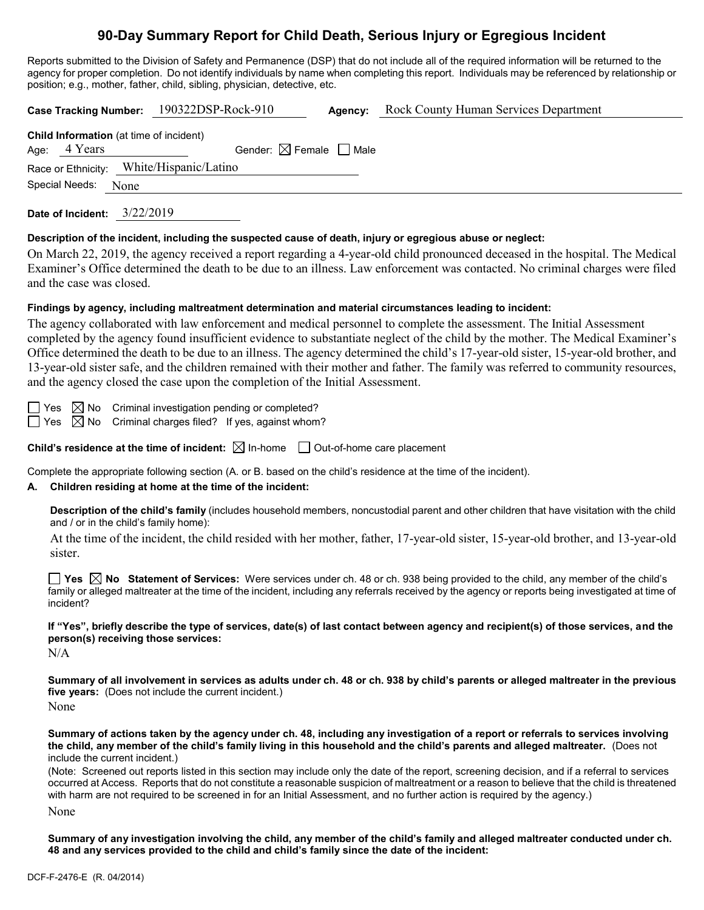# 90-Day Summary Report for Child Death, Serious Injury or Egregious Incident

Reports submitted to the Division of Safety and Permanence (DSP) that do not include all of the required information will be returned to the agency for proper completion. Do not identify individuals by name when completing this report. Individuals may be referenced by relationship or position; e.g., mother, father, child, sibling, physician, detective, etc.

**Case Tracking Number:** 190322DSP-Rock-910 **Agency:** Rock County Human Services Department

**Child Information** (at time of incident)

Age: 4 Years Gender: ☒ Female ☐ Male

Race or Ethnicity: White/Hispanic/Latino

Special Needs: None

**Date of Incident:** 3/22/2019

**Description of the incident, including the suspected cause of death, injury or egregious abuse or neglect:**

On March 22, 2019, the agency received a report regarding a 4-year-old child pronounced deceased in the hospital. The Medical Examiner's Office determined the death to be due to an illness. Law enforcement was contacted. No criminal charges were filed and the case was closed.

**Findings by agency, including maltreatment determination and material circumstances leading to incident:**

The agency collaborated with law enforcement and medical personnel to complete the assessment. The Initial Assessment completed by the agency found insufficient evidence to substantiate neglect of the child by the mother. The Medical Examiner's Office determined the death to be due to an illness. The agency determined the child's 17-year-old sister, 15-year-old brother, and 13-year-old sister safe, and the children remained with their mother and father. The family was referred to community resources, and the agency closed the case upon the completion of the Initial Assessment.

☐ Yes ☒ No Criminal investigation pending or completed?

☐ Yes ☒ No Criminal charges filed? If yes, against whom?

**Child's residence at the time of incident:** ☒ In-home ☐ Out-of-home care placement

Complete the appropriate following section (A. or B. based on the child's residence at the time of the incident).

**A. Children residing at home at the time of the incident:**

**Description of the child's family** (includes household members, noncustodial parent and other children that have visitation with the child and / or in the child's family home):

At the time of the incident, the child resided with her mother, father, 17-year-old sister, 15-year-old brother, and 13-year-old sister.

☐ **Yes** ☒ **No** **Statement of Services:** Were services under ch. 48 or ch. 938 being provided to the child, any member of the child's family or alleged maltreater at the time of the incident, including any referrals received by the agency or reports being investigated at time of incident?

**If "Yes", briefly describe the type of services, date(s) of last contact between agency and recipient(s) of those services, and the person(s) receiving those services:**

N/A

**Summary of all involvement in services as adults under ch. 48 or ch. 938 by child's parents or alleged maltreater in the previous five years:** (Does not include the current incident.)

None

**Summary of actions taken by the agency under ch. 48, including any investigation of a report or referrals to services involving the child, any member of the child's family living in this household and the child's parents and alleged maltreater.** (Does not include the current incident.)

(Note: Screened out reports listed in this section may include only the date of the report, screening decision, and if a referral to services occurred at Access. Reports that do not constitute a reasonable suspicion of maltreatment or a reason to believe that the child is threatened with harm are not required to be screened in for an Initial Assessment, and no further action is required by the agency.)

None

**Summary of any investigation involving the child, any member of the child's family and alleged maltreater conducted under ch. 48 and any services provided to the child and child's family since the date of the incident:**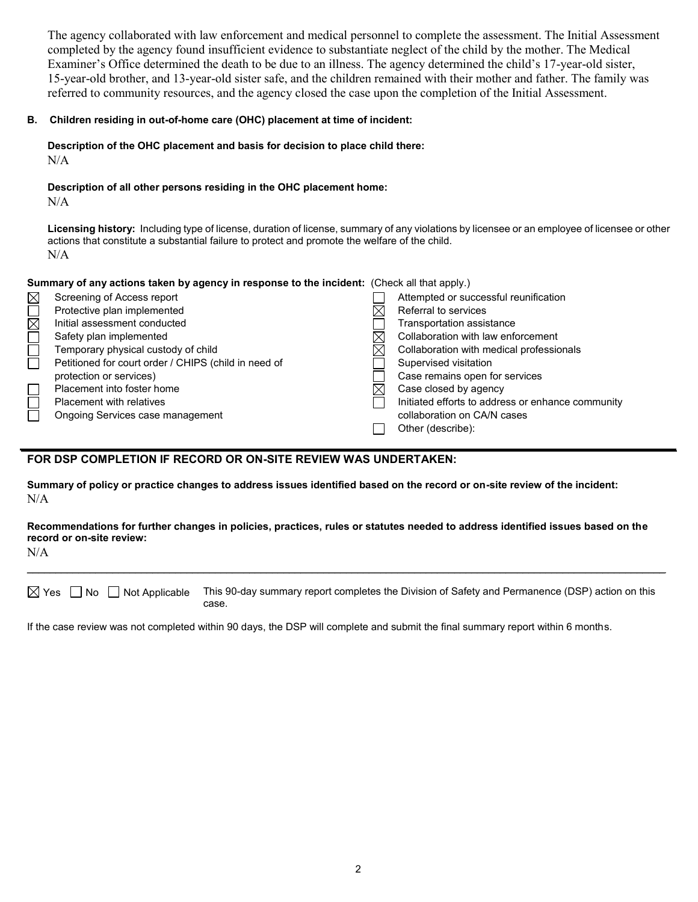The agency collaborated with law enforcement and medical personnel to complete the assessment. The Initial Assessment completed by the agency found insufficient evidence to substantiate neglect of the child by the mother. The Medical Examiner's Office determined the death to be due to an illness. The agency determined the child's 17-year-old sister, 15-year-old brother, and 13-year-old sister safe, and the children remained with their mother and father. The family was referred to community resources, and the agency closed the case upon the completion of the Initial Assessment.

**B. Children residing in out-of-home care (OHC) placement at time of incident:**

**Description of the OHC placement and basis for decision to place child there:**
N/A

**Description of all other persons residing in the OHC placement home:**
N/A

**Licensing history:** Including type of license, duration of license, summary of any violations by licensee or an employee of licensee or other actions that constitute a substantial failure to protect and promote the welfare of the child.
N/A

**Summary of any actions taken by agency in response to the incident:** (Check all that apply.)

- ☒ Screening of Access report
- ☐ Protective plan implemented
- ☒ Initial assessment conducted
- ☐ Safety plan implemented
- ☐ Temporary physical custody of child
- ☐ Petitioned for court order / CHIPS (child in need of protection or services)
- ☐ Placement into foster home
- ☐ Placement with relatives
- ☐ Ongoing Services case management
- ☐ Attempted or successful reunification
- ☒ Referral to services
- ☐ Transportation assistance
- ☒ Collaboration with law enforcement
- ☒ Collaboration with medical professionals
- ☐ Supervised visitation
- ☐ Case remains open for services
- ☒ Case closed by agency
- ☐ Initiated efforts to address or enhance community collaboration on CA/N cases
- ☐ Other (describe):

## FOR DSP COMPLETION IF RECORD OR ON-SITE REVIEW WAS UNDERTAKEN:

**Summary of policy or practice changes to address issues identified based on the record or on-site review of the incident:**
N/A

**Recommendations for further changes in policies, practices, rules or statutes needed to address identified issues based on the record or on-site review:**
N/A

☒ Yes ☐ No ☐ Not Applicable This 90-day summary report completes the Division of Safety and Permanence (DSP) action on this case.

If the case review was not completed within 90 days, the DSP will complete and submit the final summary report within 6 months.